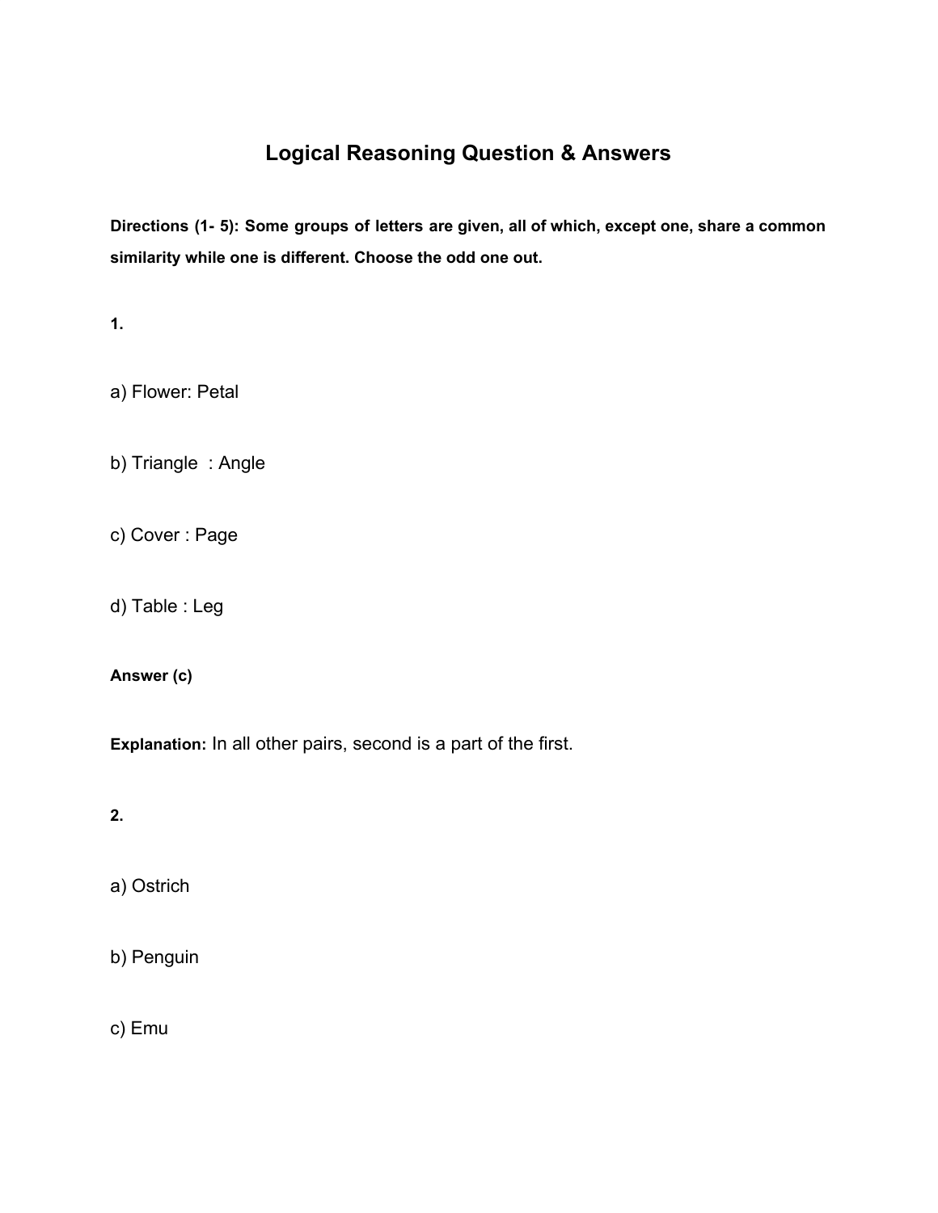# Logical Reasoning Question & Answers

**Directions (1- 5): Some groups of letters are given, all of which, except one, share a common similarity while one is different. Choose the odd one out.**

**1.**

a) Flower: Petal

b) Triangle  : Angle

c) Cover : Page

d) Table : Leg

**Answer (c)**

**Explanation:** In all other pairs, second is a part of the first.

**2.**

a) Ostrich

b) Penguin

c) Emu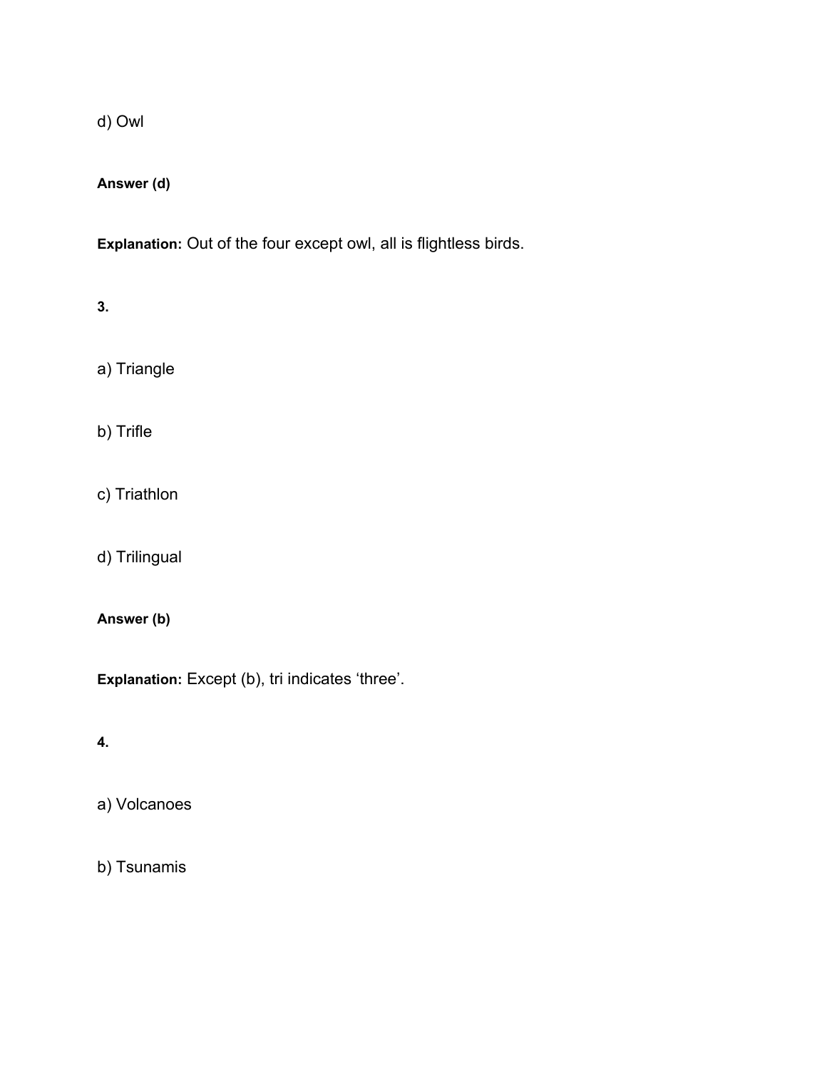d) Owl

**Answer (d)**

**Explanation:** Out of the four except owl, all is flightless birds.

**3.**

a) Triangle

b) Trifle

c) Triathlon

d) Trilingual

**Answer (b)**

**Explanation:** Except (b), tri indicates 'three'.

**4.**

a) Volcanoes

b) Tsunamis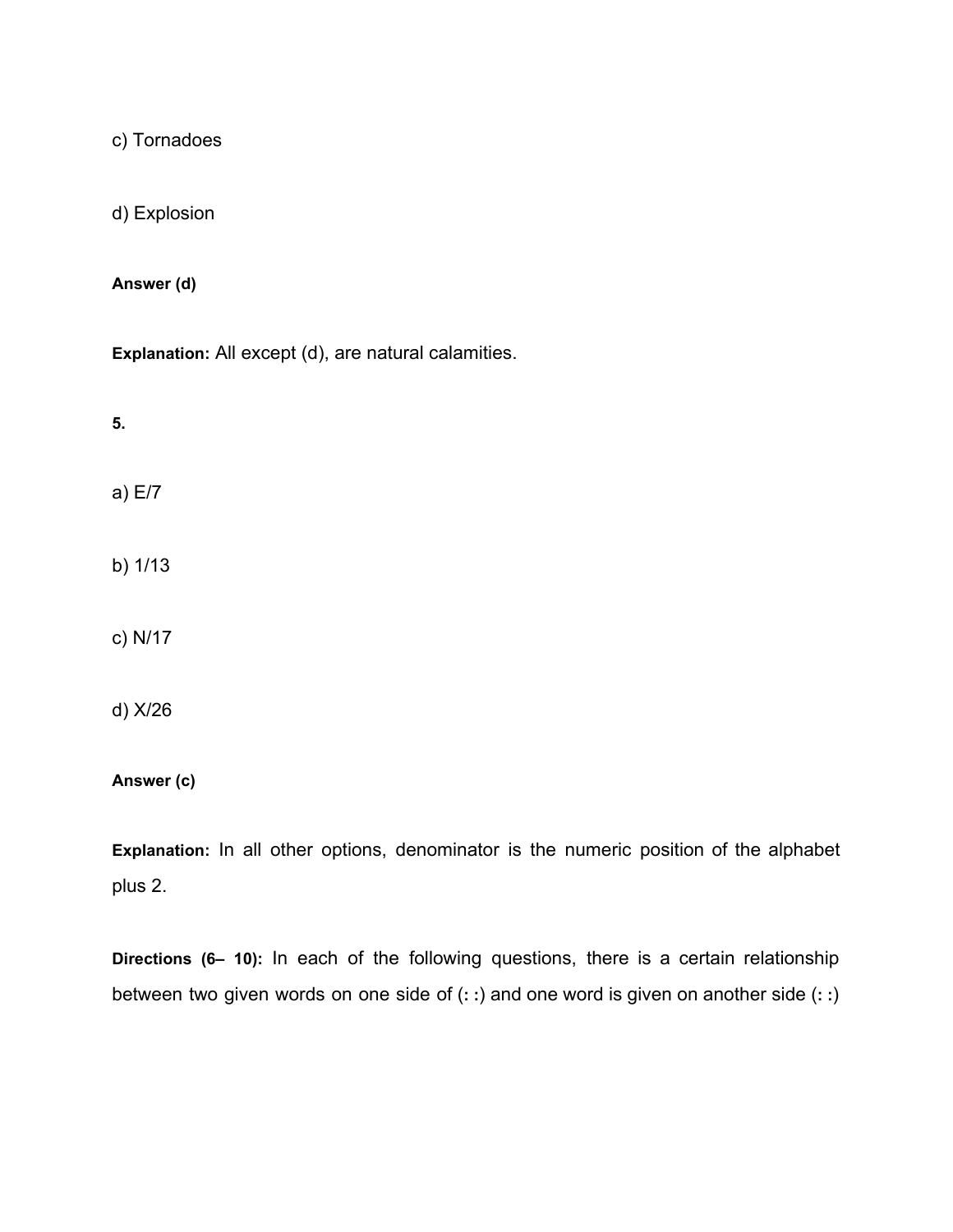c) Tornadoes

d) Explosion

**Answer (d)**

**Explanation:** All except (d), are natural calamities.

**5.**

a) E/7

b) 1/13

c) N/17

d) X/26

**Answer (c)**

**Explanation:** In all other options, denominator is the numeric position of the alphabet plus 2.

**Directions (6– 10):** In each of the following questions, there is a certain relationship between two given words on one side of (**: :**) and one word is given on another side (**: :**)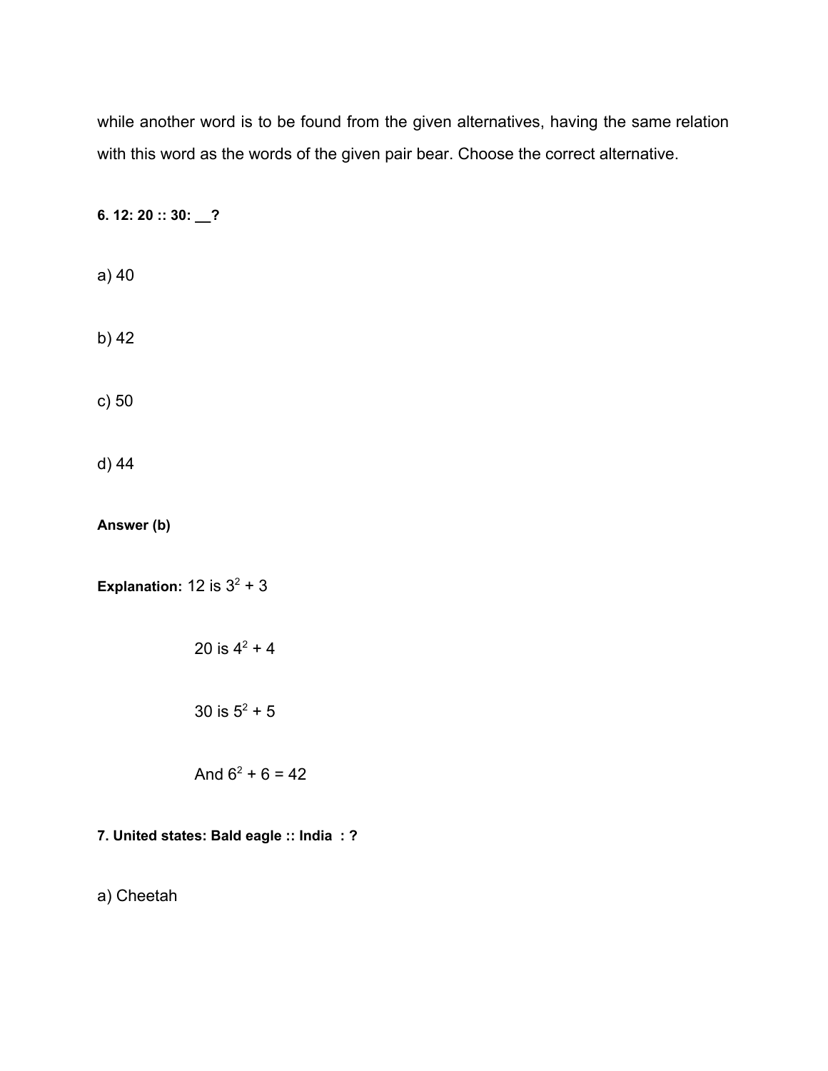while another word is to be found from the given alternatives, having the same relation with this word as the words of the given pair bear. Choose the correct alternative.

**6. 12: 20 :: 30: __?**

a) 40

b) 42

c) 50

d) 44

**Answer (b)**

**Explanation:** 12 is $3^2 + 3$

20 is $4^2 + 4$

30 is $5^2 + 5$

And $6^2 + 6 = 42$

**7. United states: Bald eagle :: India : ?**

a) Cheetah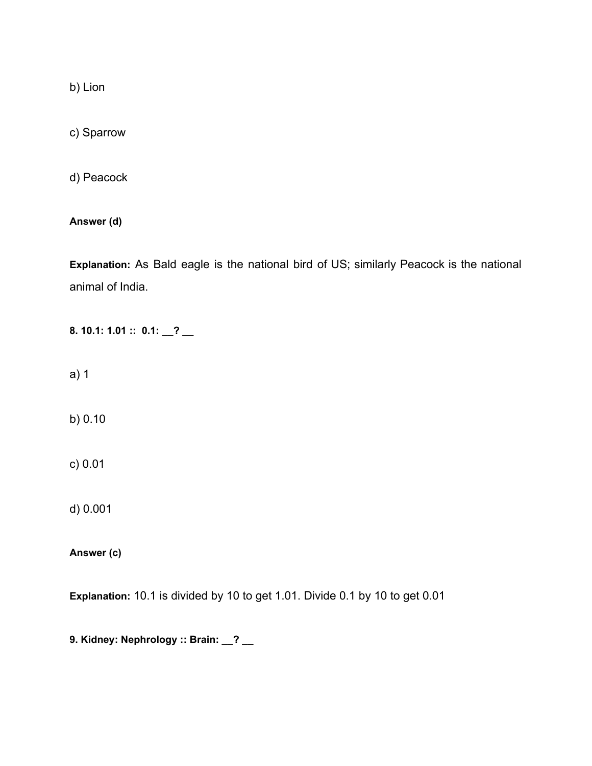b) Lion

c) Sparrow

d) Peacock

**Answer (d)**

**Explanation:** As Bald eagle is the national bird of US; similarly Peacock is the national animal of India.

**8. 10.1: 1.01 :: 0.1: __? __**

a) 1

b) 0.10

c) 0.01

d) 0.001

**Answer (c)**

**Explanation:** 10.1 is divided by 10 to get 1.01. Divide 0.1 by 10 to get 0.01

**9. Kidney: Nephrology :: Brain: __? __**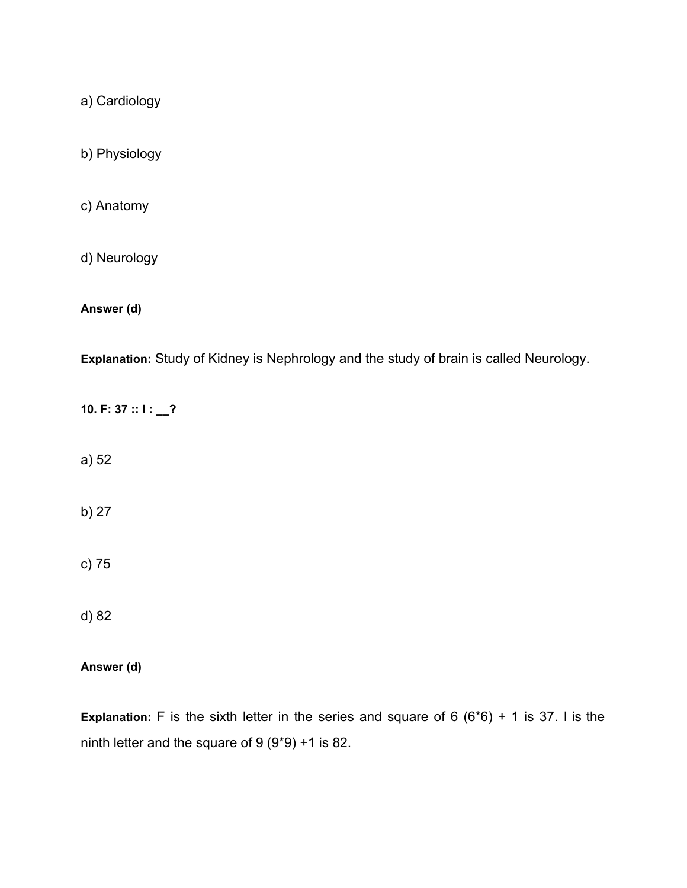a) Cardiology

b) Physiology

c) Anatomy

d) Neurology

**Answer (d)**

**Explanation:** Study of Kidney is Nephrology and the study of brain is called Neurology.

**10. F: 37 :: I : __?**

a) 52

b) 27

c) 75

d) 82

**Answer (d)**

**Explanation:** F is the sixth letter in the series and square of 6 (6*6) + 1 is 37. I is the ninth letter and the square of 9 (9*9) +1 is 82.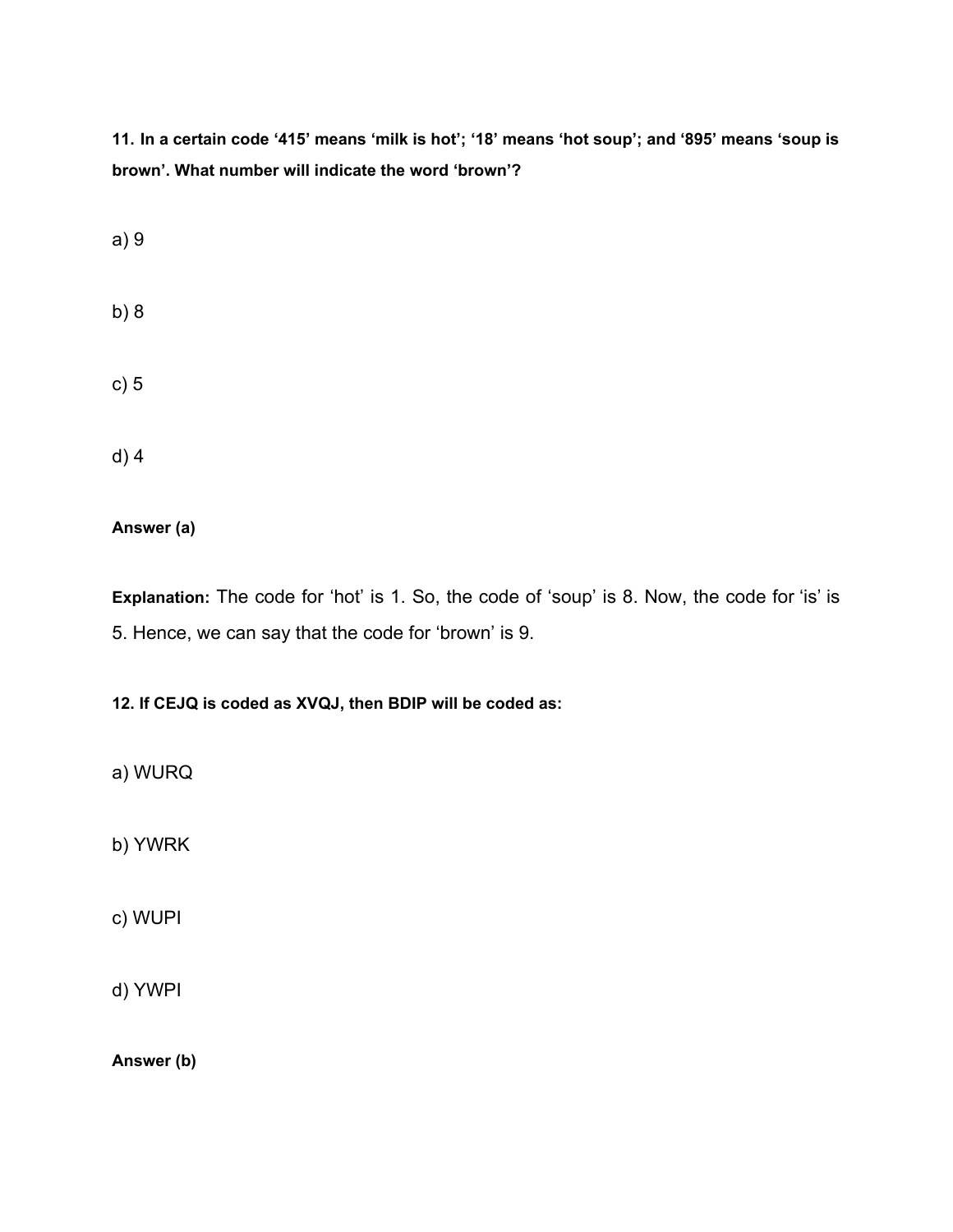**11. In a certain code '415' means 'milk is hot'; '18' means 'hot soup'; and '895' means 'soup is brown'. What number will indicate the word 'brown'?**

a) 9

b) 8

c) 5

d) 4

**Answer (a)**

**Explanation:** The code for 'hot' is 1. So, the code of 'soup' is 8. Now, the code for 'is' is 5. Hence, we can say that the code for 'brown' is 9.

**12. If CEJQ is coded as XVQJ, then BDIP will be coded as:**

a) WURQ

b) YWRK

c) WUPI

d) YWPI

**Answer (b)**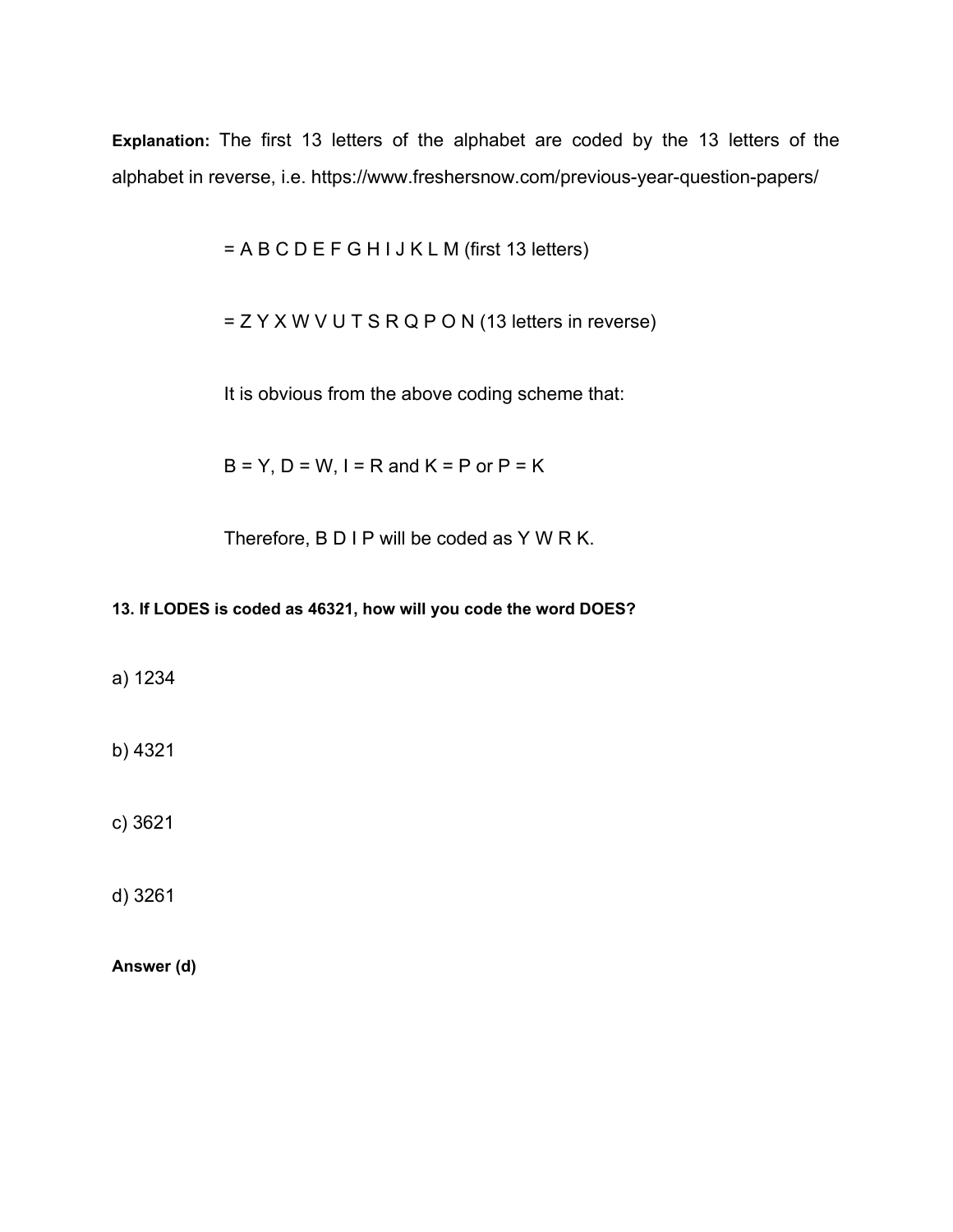**Explanation:** The first 13 letters of the alphabet are coded by the 13 letters of the alphabet in reverse, i.e. https://www.freshersnow.com/previous-year-question-papers/

= A B C D E F G H I J K L M (first 13 letters)

= Z Y X W V U T S R Q P O N (13 letters in reverse)

It is obvious from the above coding scheme that:

B = Y, D = W, I = R and K = P or P = K

Therefore, B D I P will be coded as Y W R K.

**13. If LODES is coded as 46321, how will you code the word DOES?**

a) 1234

b) 4321

c) 3621

d) 3261

**Answer (d)**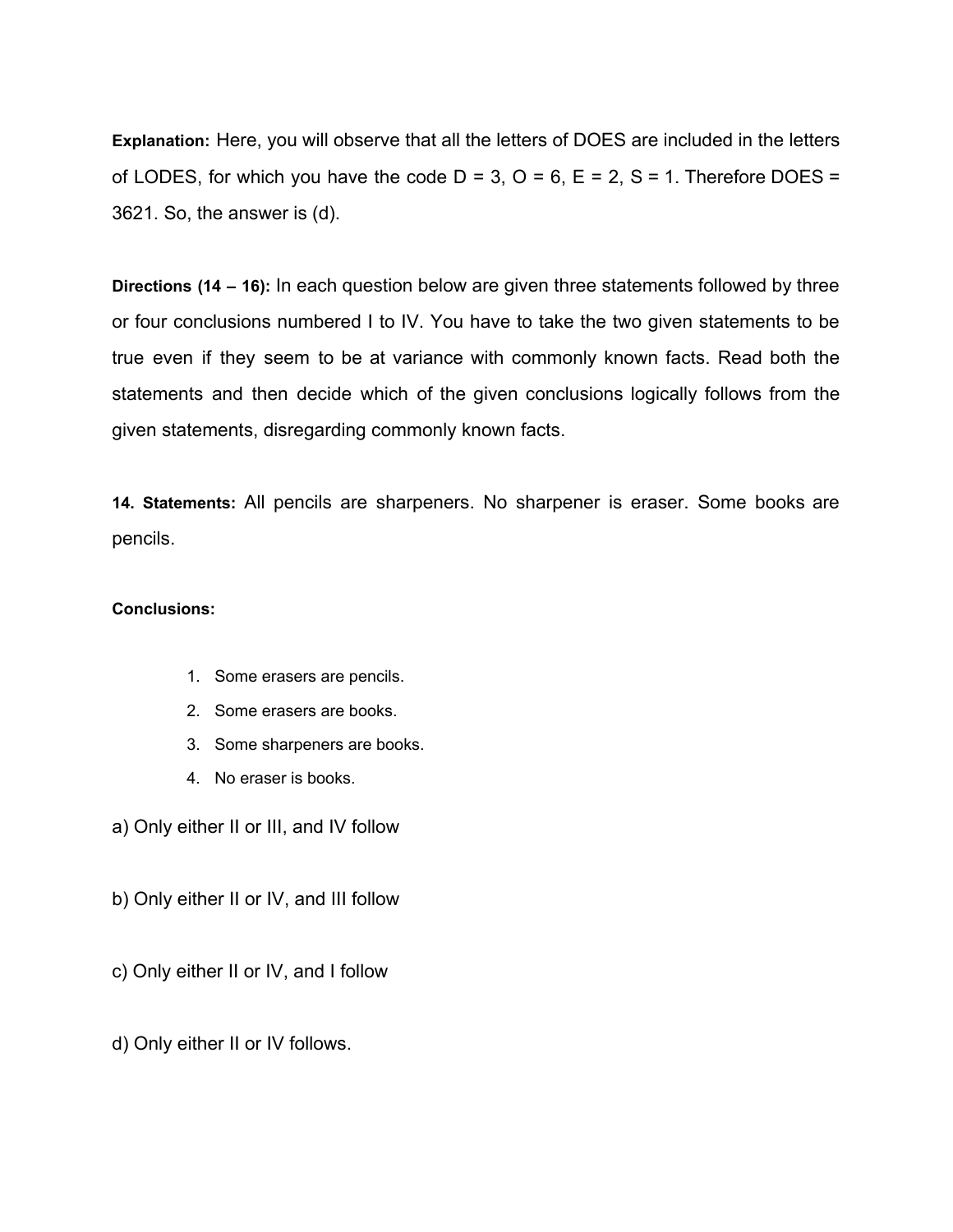**Explanation:** Here, you will observe that all the letters of DOES are included in the letters of LODES, for which you have the code D = 3, O = 6, E = 2, S = 1. Therefore DOES = 3621. So, the answer is (d).

**Directions (14 – 16):** In each question below are given three statements followed by three or four conclusions numbered I to IV. You have to take the two given statements to be true even if they seem to be at variance with commonly known facts. Read both the statements and then decide which of the given conclusions logically follows from the given statements, disregarding commonly known facts.

**14. Statements:** All pencils are sharpeners. No sharpener is eraser. Some books are pencils.

**Conclusions:**

1. Some erasers are pencils.
2. Some erasers are books.
3. Some sharpeners are books.
4. No eraser is books.

a) Only either II or III, and IV follow

b) Only either II or IV, and III follow

c) Only either II or IV, and I follow

d) Only either II or IV follows.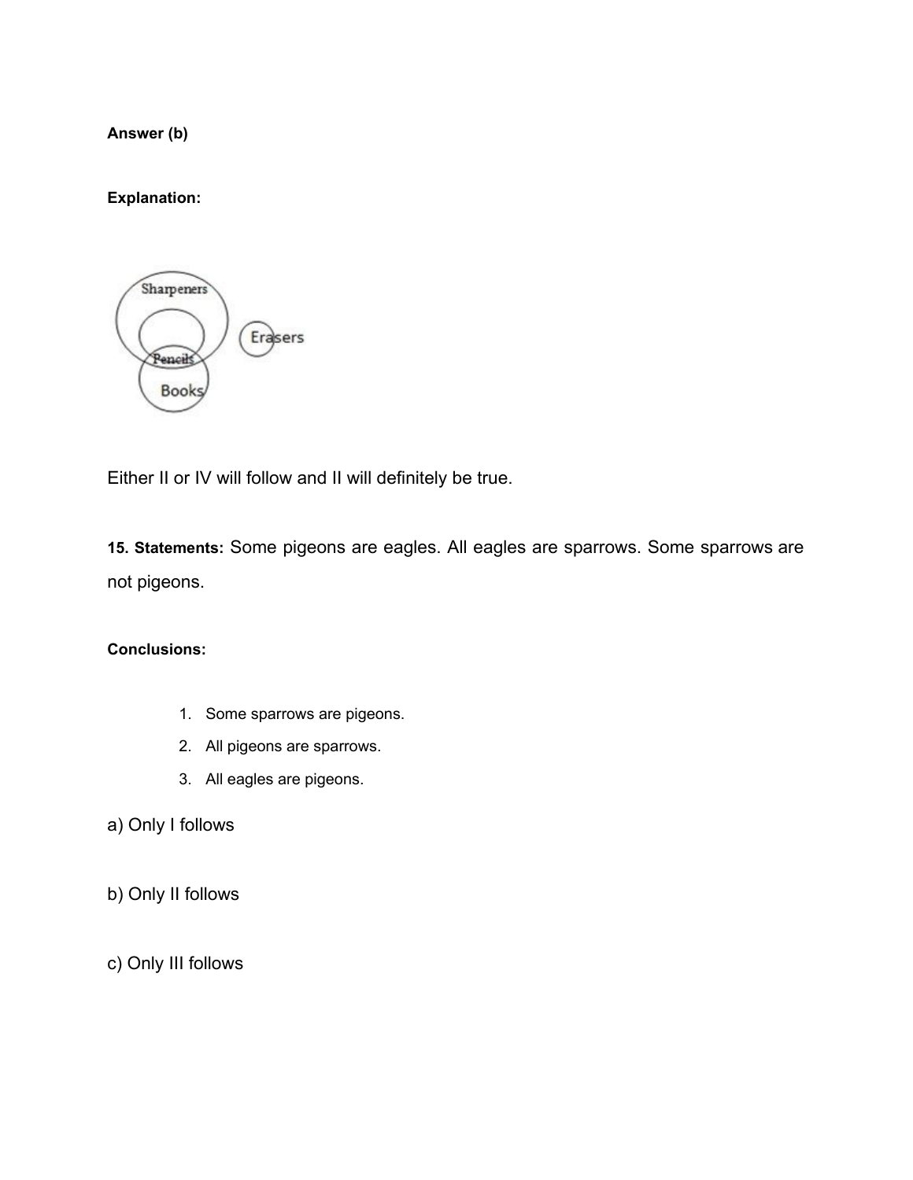**Answer (b)**

**Explanation:**

Either II or IV will follow and II will definitely be true.

**15. Statements:** Some pigeons are eagles. All eagles are sparrows. Some sparrows are not pigeons.

**Conclusions:**

1. Some sparrows are pigeons.
2. All pigeons are sparrows.
3. All eagles are pigeons.

a) Only I follows

b) Only II follows

c) Only III follows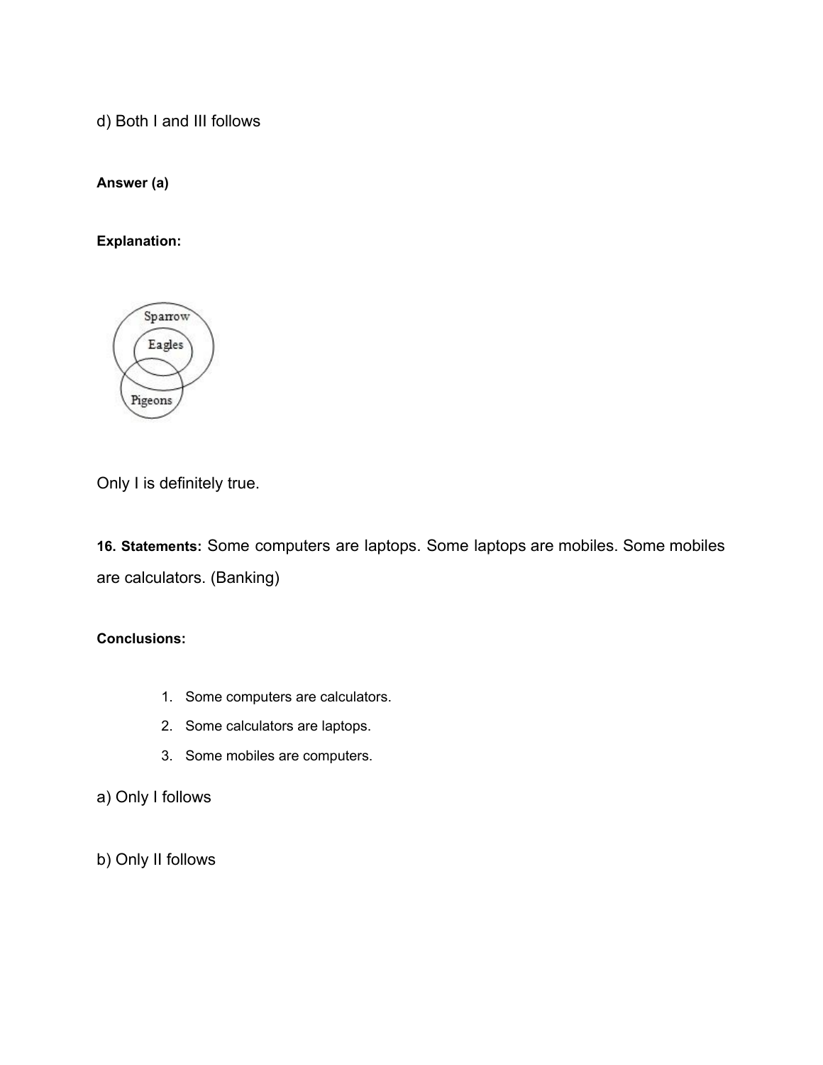d) Both I and III follows

**Answer (a)**

**Explanation:**

Only I is definitely true.

**16. Statements:** Some computers are laptops. Some laptops are mobiles. Some mobiles are calculators. (Banking)

**Conclusions:**

1. Some computers are calculators.
2. Some calculators are laptops.
3. Some mobiles are computers.

a) Only I follows

b) Only II follows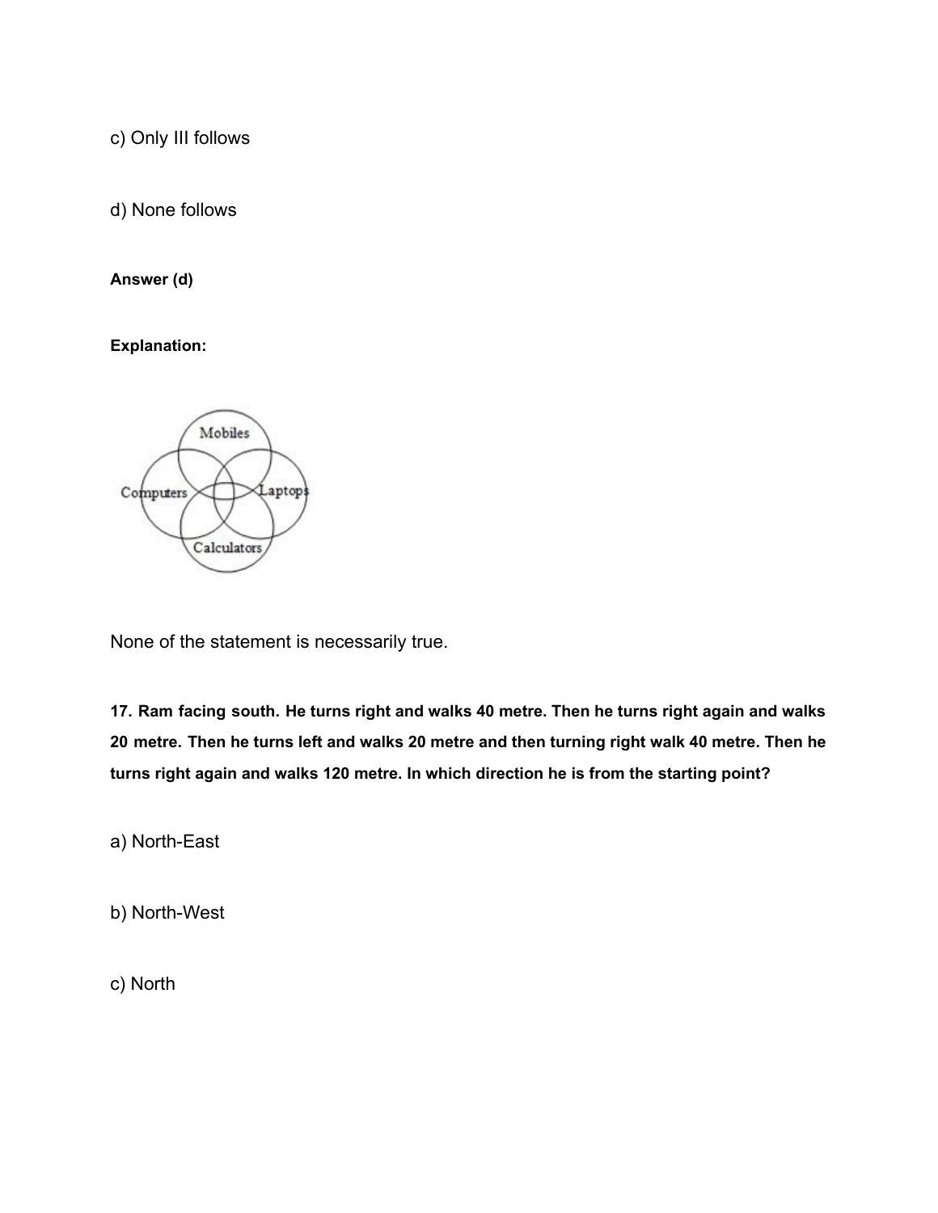c) Only III follows

d) None follows

**Answer (d)**

**Explanation:**

None of the statement is necessarily true.

**17. Ram facing south. He turns right and walks 40 metre. Then he turns right again and walks 20 metre. Then he turns left and walks 20 metre and then turning right walk 40 metre. Then he turns right again and walks 120 metre. In which direction he is from the starting point?**

a) North-East

b) North-West

c) North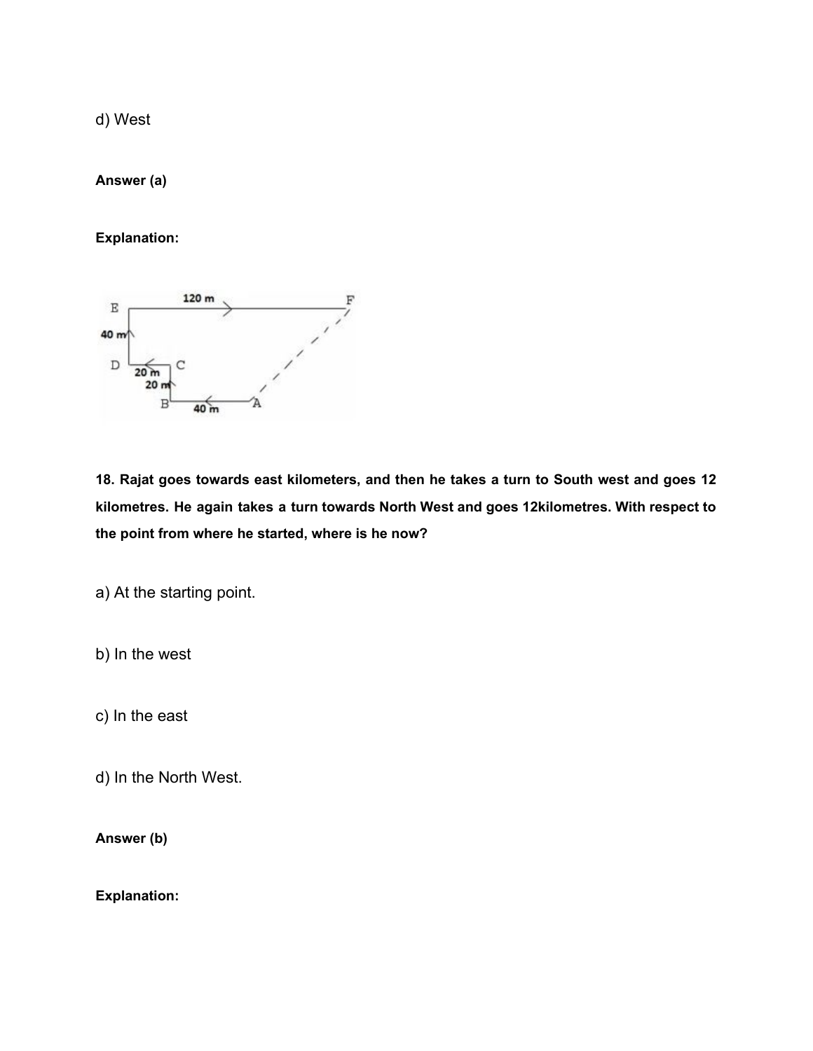d) West

**Answer (a)**

**Explanation:**

**18. Rajat goes towards east kilometers, and then he takes a turn to South west and goes 12 kilometres. He again takes a turn towards North West and goes 12kilometres. With respect to the point from where he started, where is he now?**

a) At the starting point.

b) In the west

c) In the east

d) In the North West.

**Answer (b)**

**Explanation:**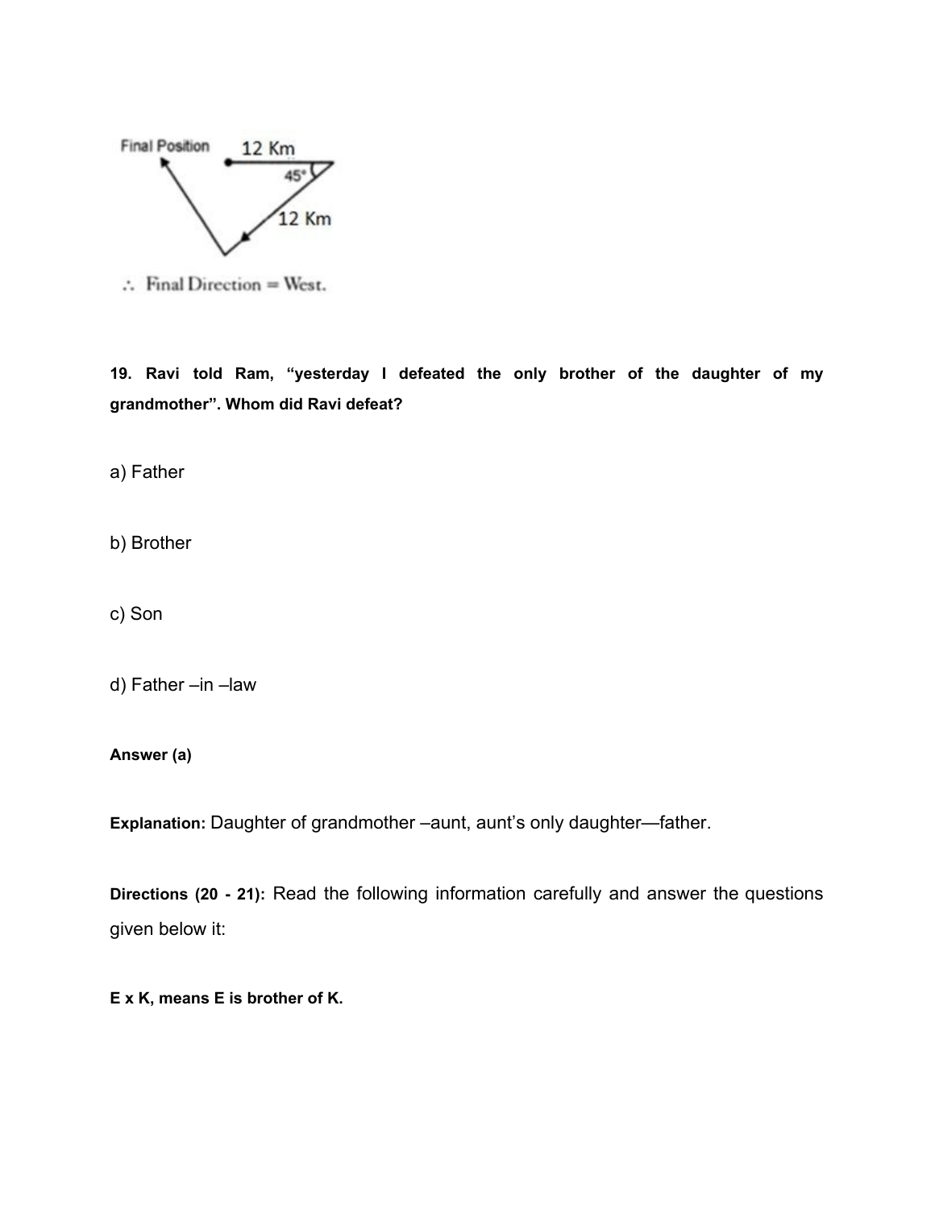∴ Final Direction = West.

**19. Ravi told Ram, “yesterday I defeated the only brother of the daughter of my grandmother”. Whom did Ravi defeat?**

a) Father

b) Brother

c) Son

d) Father –in –law

**Answer (a)**

**Explanation:** Daughter of grandmother –aunt, aunt’s only daughter—father.

**Directions (20 - 21):** Read the following information carefully and answer the questions given below it:

**E x K, means E is brother of K.**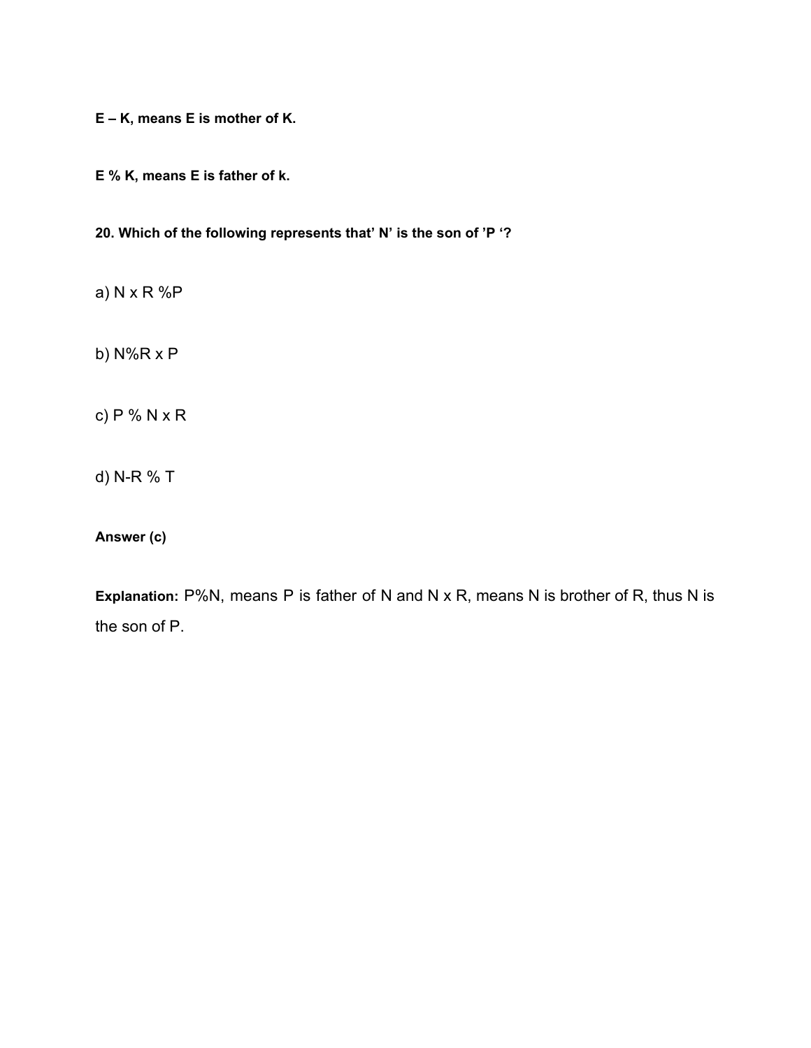**E – K, means E is mother of K.**

**E % K, means E is father of k.**

**20. Which of the following represents that' N' is the son of 'P '?**

a) N x R %P

b) N%R x P

c) P % N x R

d) N-R % T

**Answer (c)**

**Explanation:** P%N, means P is father of N and N x R, means N is brother of R, thus N is the son of P.